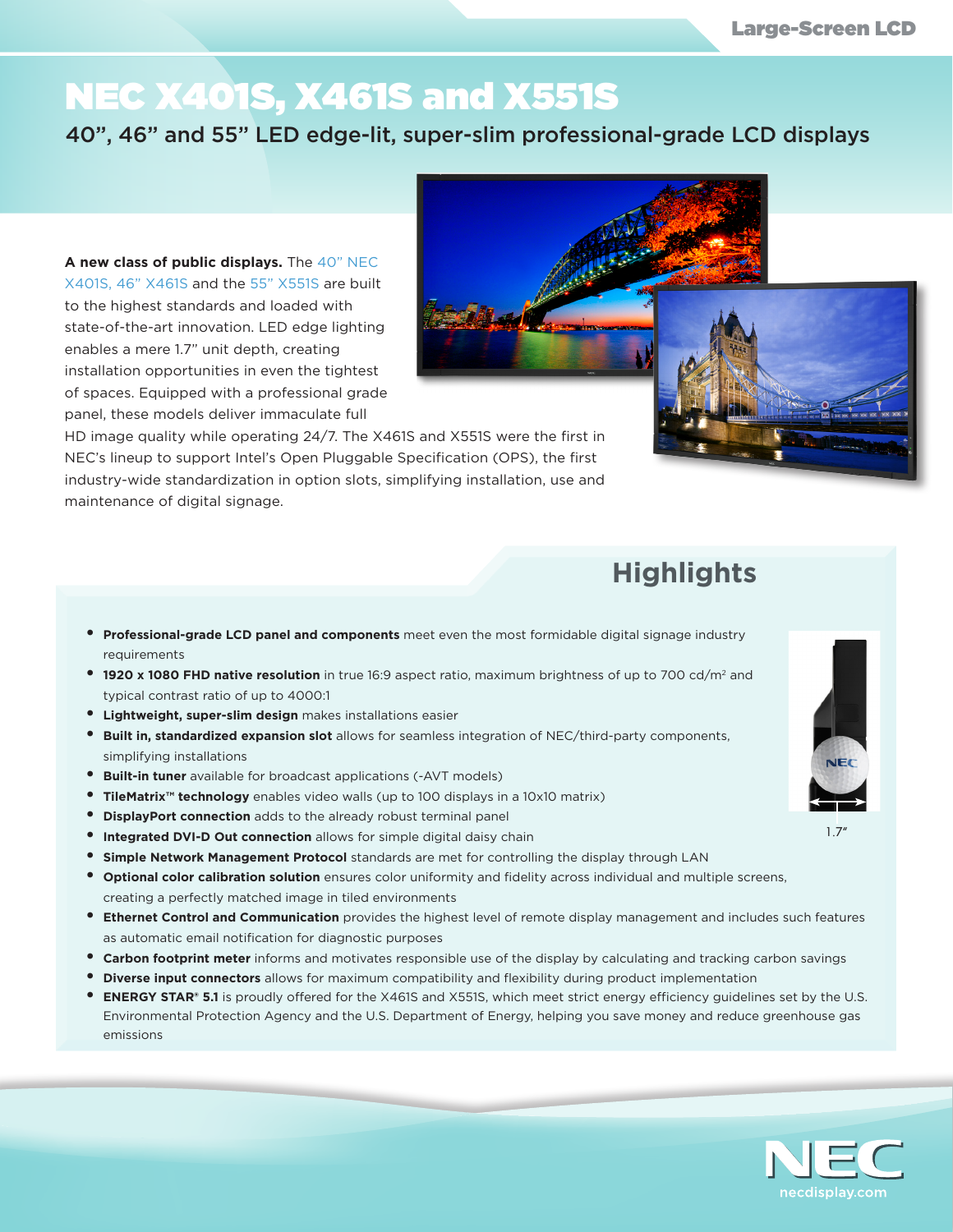Large-Screen LCD

# NEC X401S, X461S and X551S

## 40", 46" and 55" LED edge-lit, super-slim professional-grade LCD displays

**A new class of public displays.** The 40" NEC X401S, 46" X461S and the 55" X551S are built to the highest standards and loaded with state-of-the-art innovation. LED edge lighting enables a mere 1.7" unit depth, creating installation opportunities in even the tightest of spaces. Equipped with a professional grade panel, these models deliver immaculate full HD image quality while operating 24/7. The X461S and X551S were the first in NEC's lineup to support Intel's Open Pluggable Specification (OPS), the first industry-wide standardization in option slots, simplifying installation, use and maintenance of digital signage.

## Highlights

- **Professional-grade LCD panel and components** meet even the most formidable digital signage industry requirements
- **1920 x 1080 FHD native resolution** in true 16:9 aspect ratio, maximum brightness of up to 700 cd/m² and typical contrast ratio of up to 4000:1
- **Lightweight, super-slim design** makes installations easier
- **Built in, standardized expansion slot** allows for seamless integration of NEC/third-party components, simplifying installations
- **Built-in tuner** available for broadcast applications (-AVT models)
- **TileMatrix™ technology** enables video walls (up to 100 displays in a 10x10 matrix)
- **DisplayPort connection** adds to the already robust terminal panel
- **Integrated DVI-D Out connection** allows for simple digital daisy chain
- **Simple Network Management Protocol** standards are met for controlling the display through LAN
- **Optional color calibration solution** ensures color uniformity and fidelity across individual and multiple screens, creating a perfectly matched image in tiled environments
- **Ethernet Control and Communication** provides the highest level of remote display management and includes such features as automatic email notification for diagnostic purposes
- **Carbon footprint meter** informs and motivates responsible use of the display by calculating and tracking carbon savings
- **Diverse input connectors** allows for maximum compatibility and flexibility during product implementation
- **ENERGY STAR® 5.1** is proudly offered for the X461S and X551S, which meet strict energy efficiency guidelines set by the U.S. Environmental Protection Agency and the U.S. Department of Energy, helping you save money and reduce greenhouse gas emissions

1.7"

NEC
necdisplay.com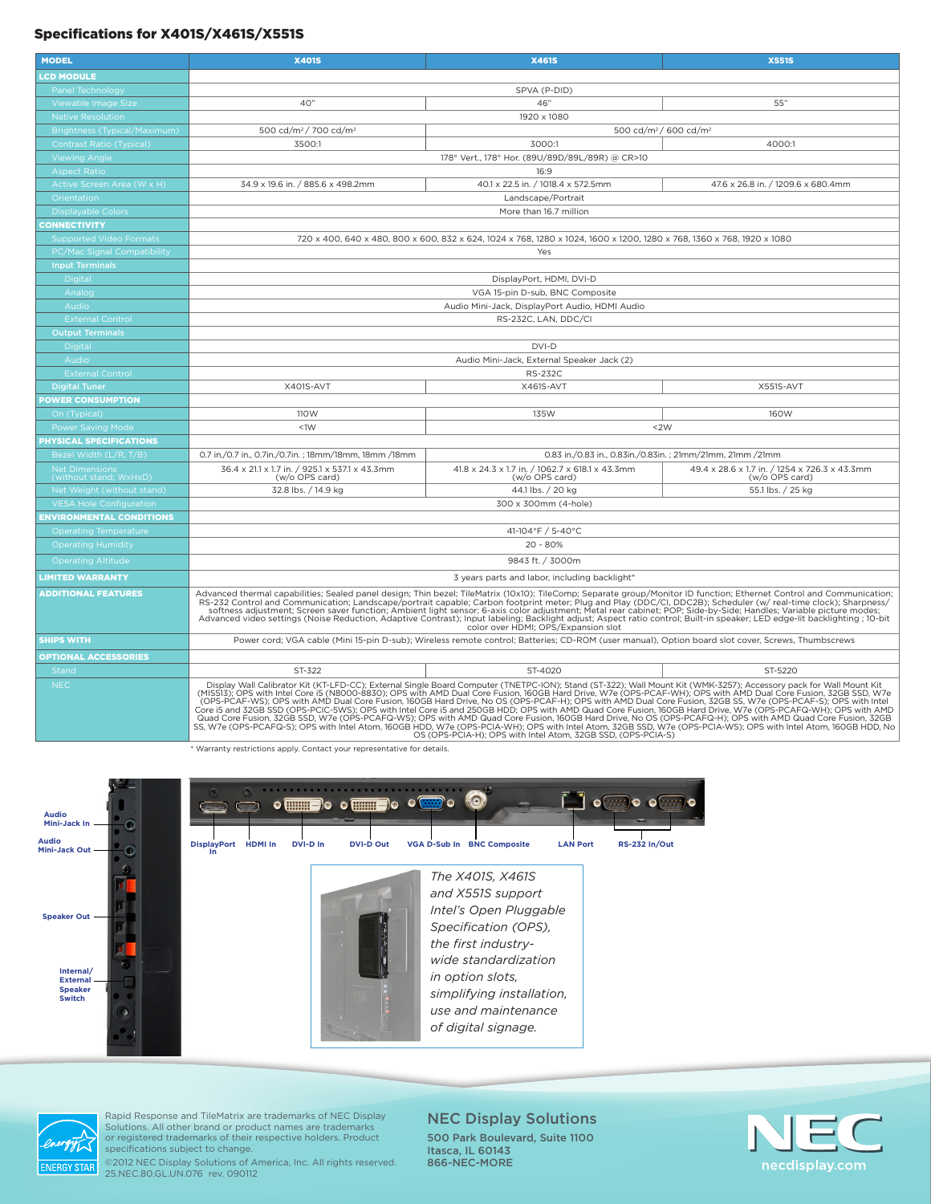## Specifications for X401S/X461S/X551S

| MODEL | X401S | X461S | X551S |
|---|---|---|---|
| **LCD MODULE** | | | |
| Panel Technology | SPVA (P-DID) | | |
| Viewable Image Size | 40" | 46" | 55" |
| Native Resolution | 1920 x 1080 | | |
| Brightness (Typical/Maximum) | 500 cd/m² / 700 cd/m² | 500 cd/m² / 600 cd/m² | |
| Contrast Ratio (Typical) | 3500:1 | 3000:1 | 4000:1 |
| Viewing Angle | 178° Vert., 178° Hor. (89U/89D/89L/89R) @ CR>10 | | |
| Aspect Ratio | 16:9 | | |
| Active Screen Area (W x H) | 34.9 x 19.6 in. / 885.6 x 498.2mm | 40.1 x 22.5 in. / 1018.4 x 572.5mm | 47.6 x 26.8 in. / 1209.6 x 680.4mm |
| Orientation | Landscape/Portrait | | |
| Displayable Colors | More than 16.7 million | | |
| **CONNECTIVITY** | | | |
| Supported Video Formats | 720 x 400, 640 x 480, 800 x 600, 832 x 624, 1024 x 768, 1280 x 1024, 1600 x 1200, 1280 x 768, 1360 x 768, 1920 x 1080 | | |
| PC/Mac Signal Compatibility | Yes | | |
| **Input Terminals** | | | |
| Digital | DisplayPort, HDMI, DVI-D | | |
| Analog | VGA 15-pin D-sub, BNC Composite | | |
| Audio | Audio Mini-Jack, DisplayPort Audio, HDMI Audio | | |
| External Control | RS-232C, LAN, DDC/CI | | |
| **Output Terminals** | | | |
| Digital | DVI-D | | |
| Audio | Audio Mini-Jack, External Speaker Jack (2) | | |
| External Control | RS-232C | | |
| Digital Tuner | X401S-AVT | X461S-AVT | X551S-AVT |
| **POWER CONSUMPTION** | | | |
| On (Typical) | 110W | 135W | 160W |
| Power Saving Mode | <1W | <2W | |
| **PHYSICAL SPECIFICATIONS** | | | |
| Bezel Width (L/R, T/B) | 0.7 in./0.7 in., 0.7in./0.7in. ; 18mm/18mm, 18mm /18mm | 0.83 in./0.83 in., 0.83in./0.83in. ; 21mm/21mm, 21mm /21mm | |
| Net Dimensions (without stand; WxHxD) | 36.4 x 21.1 x 1.7 in. / 925.1 x 537.1 x 43.3mm (w/o OPS card) | 41.8 x 24.3 x 1.7 in. / 1062.7 x 618.1 x 43.3mm (w/o OPS card) | 49.4 x 28.6 x 1.7 in. / 1254 x 726.3 x 43.3mm (w/o OPS card) |
| Net Weight (without stand) | 32.8 lbs. / 14.9 kg | 44.1 lbs. / 20 kg | 55.1 lbs. / 25 kg |
| VESA Hole Configuration | 300 x 300mm (4-hole) | | |
| **ENVIRONMENTAL CONDITIONS** | | | |
| Operating Temperature | 41-104°F / 5-40°C | | |
| Operating Humidity | 20 - 80% | | |
| Operating Altitude | 9843 ft. / 3000m | | |
| **LIMITED WARRANTY** | 3 years parts and labor, including backlight* | | |
| **ADDITIONAL FEATURES** | Advanced thermal capabilities; Sealed panel design; Thin bezel; TileMatrix (10x10); TileComp; Separate group/Monitor ID function; Ethernet Control and Communication; RS-232 Control and Communication; Landscape/portrait capable; Carbon footprint meter; Plug and Play (DDC/CI, DDC2B); Scheduler (w/ real-time clock); Sharpness/softness adjustment; Screen saver function; Ambient light sensor; 6-axis color adjustment; Metal rear cabinet; POP; Side-by-Side; Handles; Variable picture modes; Advanced video settings (Noise Reduction, Adaptive Contrast); Input labeling; Backlight adjust; Aspect ratio control; Built-in speaker; LED edge-lit backlighting ; 10-bit color over HDMI; OPS/Expansion slot | | |
| **SHIPS WITH** | Power cord; VGA cable (Mini 15-pin D-sub); Wireless remote control; Batteries; CD-ROM (user manual), Option board slot cover, Screws, Thumbscrews | | |
| **OPTIONAL ACCESSORIES** | | | |
| Stand | ST-322 | ST-4020 | ST-5220 |
| NEC | Display Wall Calibrator Kit (KT-LFD-CC); External Single Board Computer (TNETPC-ION); Stand (ST-322); Wall Mount Kit (WMK-3257); Accessory pack for Wall Mount Kit (MIS513); OPS with Intel Core i5 (N8000-8830); OPS with AMD Dual Core Fusion, 160GB Hard Drive, W7e (OPS-PCAF-WH); OPS with AMD Dual Core Fusion, 32GB SSD, W7e (OPS-PCAF-WS); OPS with AMD Dual Core Fusion, 160GB Hard Drive, No OS (OPS-PCAF-H); OPS with AMD Dual Core Fusion, 32GB SS, W7e (OPS-PCAF-S); OPS with Intel Core i5 and 32GB SSD (OPS-PCIC-5WS); OPS with Intel Core i5 and 250GB HDD; OPS with AMD Quad Core Fusion, 160GB Hard Drive, W7e (OPS-PCAFQ-WH); OPS with AMD Quad Core Fusion, 32GB SSD, W7e (OPS-PCAFQ-WS); OPS with AMD Quad Core Fusion, 160GB Hard Drive, No OS (OPS-PCAFQ-H); OPS with AMD Quad Core Fusion, 32GB SS, W7e (OPS-PCAFQ-S); OPS with Intel Atom, 160GB HDD, W7e (OPS-PCIA-WH); OPS with Intel Atom, 32GB SSD, W7e (OPS-PCIA-WS); OPS with Intel Atom, 160GB HDD, No OS (OPS-PCIA-H); OPS with Intel Atom, 32GB SSD, (OPS-PCIA-S) | | |

\* Warranty restrictions apply. Contact your representative for details.

Audio Mini-Jack In
Audio Mini-Jack Out
Speaker Out
Internal/External Speaker Switch

DisplayPort In
HDMI In
DVI-D In
DVI-D Out
VGA D-Sub In
BNC Composite
LAN Port
RS-232 In/Out

*The X401S, X461S and X551S support Intel's Open Pluggable Specification (OPS), the first industry-wide standardization in option slots, simplifying installation, use and maintenance of digital signage.*

Rapid Response and TileMatrix are trademarks of NEC Display Solutions. All other brand or product names are trademarks or registered trademarks of their respective holders. Product specifications subject to change.

©2012 NEC Display Solutions of America, Inc. All rights reserved. 25.NEC.80.GL.UN.076 rev. 090112

ENERGY STAR

**NEC Display Solutions**

500 Park Boulevard, Suite 1100
Itasca, IL 60143
866-NEC-MORE

NEC
necdisplay.com